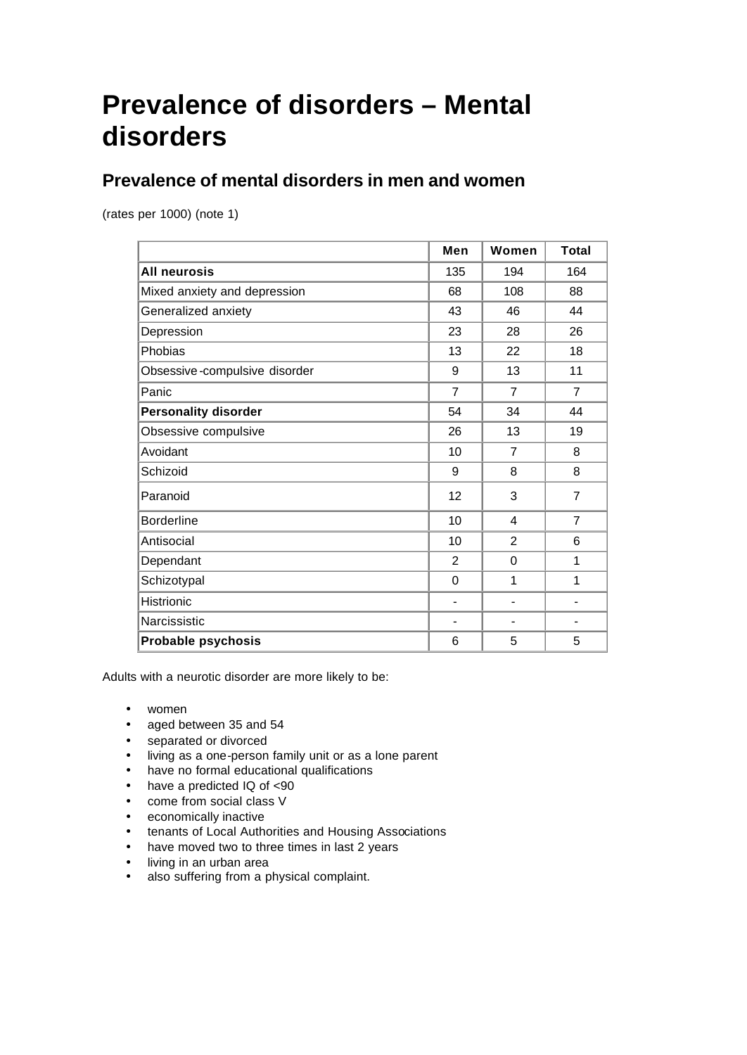# Prevalence of disorders – Mental disorders

## Prevalence of mental disorders in men and women

(rates per 1000) (note 1)

| | Men | Women | Total |
|---|---|---|---|
| **All neurosis** | 135 | 194 | 164 |
| Mixed anxiety and depression | 68 | 108 | 88 |
| Generalized anxiety | 43 | 46 | 44 |
| Depression | 23 | 28 | 26 |
| Phobias | 13 | 22 | 18 |
| Obsessive-compulsive disorder | 9 | 13 | 11 |
| Panic | 7 | 7 | 7 |
| **Personality disorder** | 54 | 34 | 44 |
| Obsessive compulsive | 26 | 13 | 19 |
| Avoidant | 10 | 7 | 8 |
| Schizoid | 9 | 8 | 8 |
| Paranoid | 12 | 3 | 7 |
| Borderline | 10 | 4 | 7 |
| Antisocial | 10 | 2 | 6 |
| Dependant | 2 | 0 | 1 |
| Schizotypal | 0 | 1 | 1 |
| Histrionic | - | - | - |
| Narcissistic | - | - | - |
| **Probable psychosis** | 6 | 5 | 5 |

Adults with a neurotic disorder are more likely to be:

- women
- aged between 35 and 54
- separated or divorced
- living as a one-person family unit or as a lone parent
- have no formal educational qualifications
- have a predicted IQ of <90
- come from social class V
- economically inactive
- tenants of Local Authorities and Housing Associations
- have moved two to three times in last 2 years
- living in an urban area
- also suffering from a physical complaint.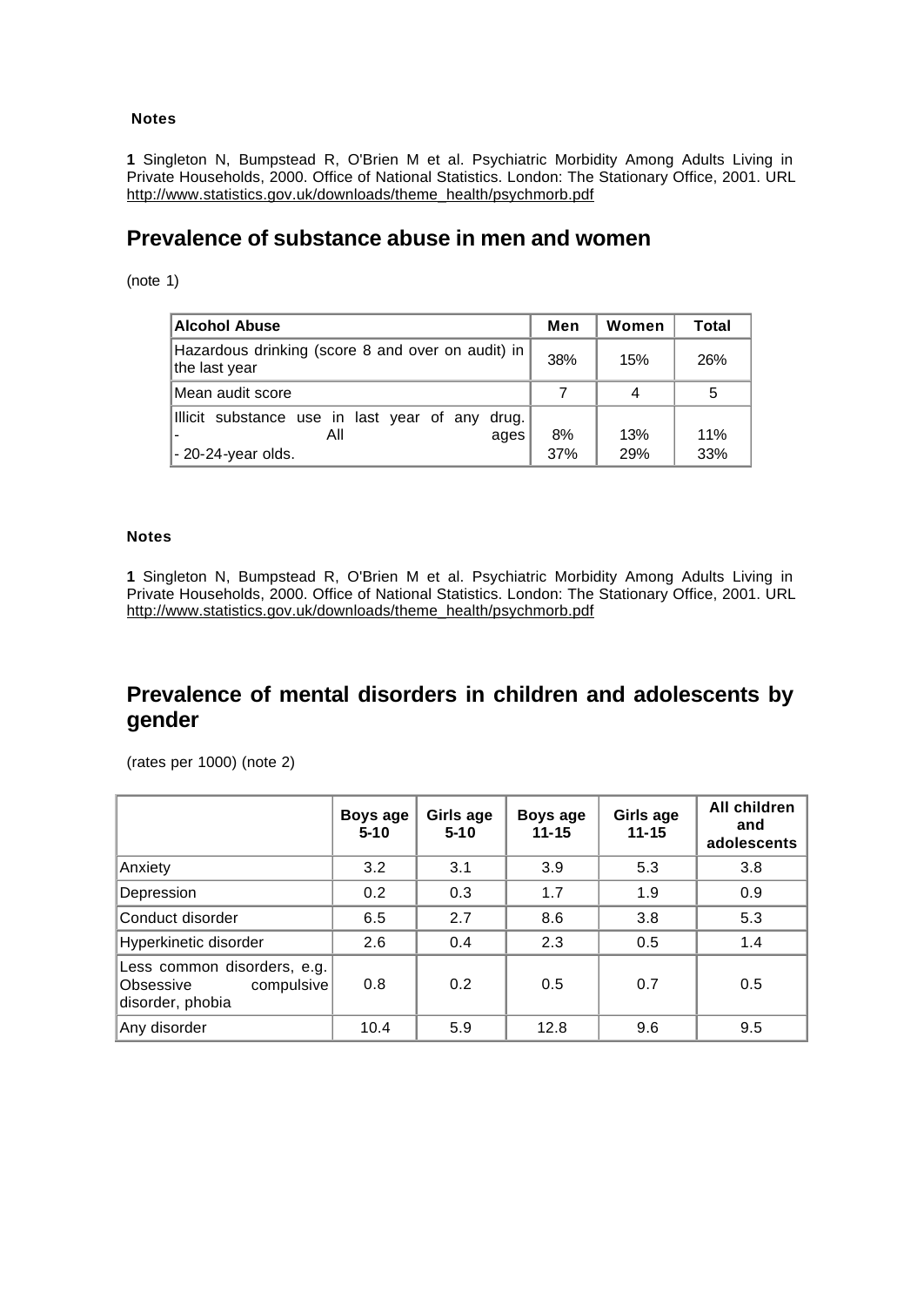**Notes**

**1** Singleton N, Bumpstead R, O'Brien M et al. Psychiatric Morbidity Among Adults Living in Private Households, 2000. Office of National Statistics. London: The Stationary Office, 2001. URL http://www.statistics.gov.uk/downloads/theme_health/psychmorb.pdf

## Prevalence of substance abuse in men and women

(note 1)

| Alcohol Abuse | Men | Women | Total |
|---|---|---|---|
| Hazardous drinking (score 8 and over on audit) in the last year | 38% | 15% | 26% |
| Mean audit score | 7 | 4 | 5 |
| Illicit substance use in last year of any drug.<br>- All ages<br>- 20-24-year olds. | 8%<br>37% | 13%<br>29% | 11%<br>33% |

**Notes**

**1** Singleton N, Bumpstead R, O'Brien M et al. Psychiatric Morbidity Among Adults Living in Private Households, 2000. Office of National Statistics. London: The Stationary Office, 2001. URL http://www.statistics.gov.uk/downloads/theme_health/psychmorb.pdf

## Prevalence of mental disorders in children and adolescents by gender

(rates per 1000) (note 2)

| | Boys age 5-10 | Girls age 5-10 | Boys age 11-15 | Girls age 11-15 | All children and adolescents |
|---|---|---|---|---|---|
| Anxiety | 3.2 | 3.1 | 3.9 | 5.3 | 3.8 |
| Depression | 0.2 | 0.3 | 1.7 | 1.9 | 0.9 |
| Conduct disorder | 6.5 | 2.7 | 8.6 | 3.8 | 5.3 |
| Hyperkinetic disorder | 2.6 | 0.4 | 2.3 | 0.5 | 1.4 |
| Less common disorders, e.g. Obsessive compulsive disorder, phobia | 0.8 | 0.2 | 0.5 | 0.7 | 0.5 |
| Any disorder | 10.4 | 5.9 | 12.8 | 9.6 | 9.5 |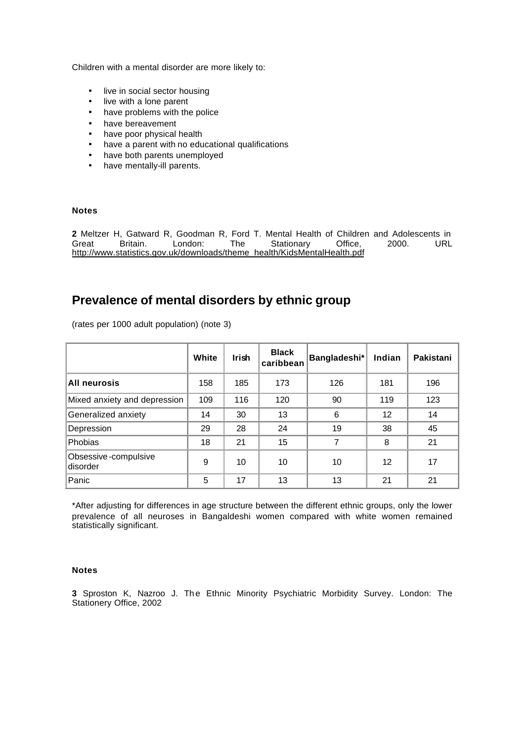Children with a mental disorder are more likely to:

- live in social sector housing
- live with a lone parent
- have problems with the police
- have bereavement
- have poor physical health
- have a parent with no educational qualifications
- have both parents unemployed
- have mentally-ill parents.

**Notes**

**2** Meltzer H, Gatward R, Goodman R, Ford T. Mental Health of Children and Adolescents in Great Britain. London: The Stationary Office, 2000. URL http://www.statistics.gov.uk/downloads/theme_health/KidsMentalHealth.pdf

## Prevalence of mental disorders by ethnic group

(rates per 1000 adult population) (note 3)

| | White | Irish | Black caribbean | Bangladeshi* | Indian | Pakistani |
|---|---|---|---|---|---|---|
| **All neurosis** | 158 | 185 | 173 | 126 | 181 | 196 |
| Mixed anxiety and depression | 109 | 116 | 120 | 90 | 119 | 123 |
| Generalized anxiety | 14 | 30 | 13 | 6 | 12 | 14 |
| Depression | 29 | 28 | 24 | 19 | 38 | 45 |
| Phobias | 18 | 21 | 15 | 7 | 8 | 21 |
| Obsessive-compulsive disorder | 9 | 10 | 10 | 10 | 12 | 17 |
| Panic | 5 | 17 | 13 | 13 | 21 | 21 |

*After adjusting for differences in age structure between the different ethnic groups, only the lower prevalence of all neuroses in Bangaldeshi women compared with white women remained statistically significant.

**Notes**

**3** Sproston K, Nazroo J. The Ethnic Minority Psychiatric Morbidity Survey. London: The Stationery Office, 2002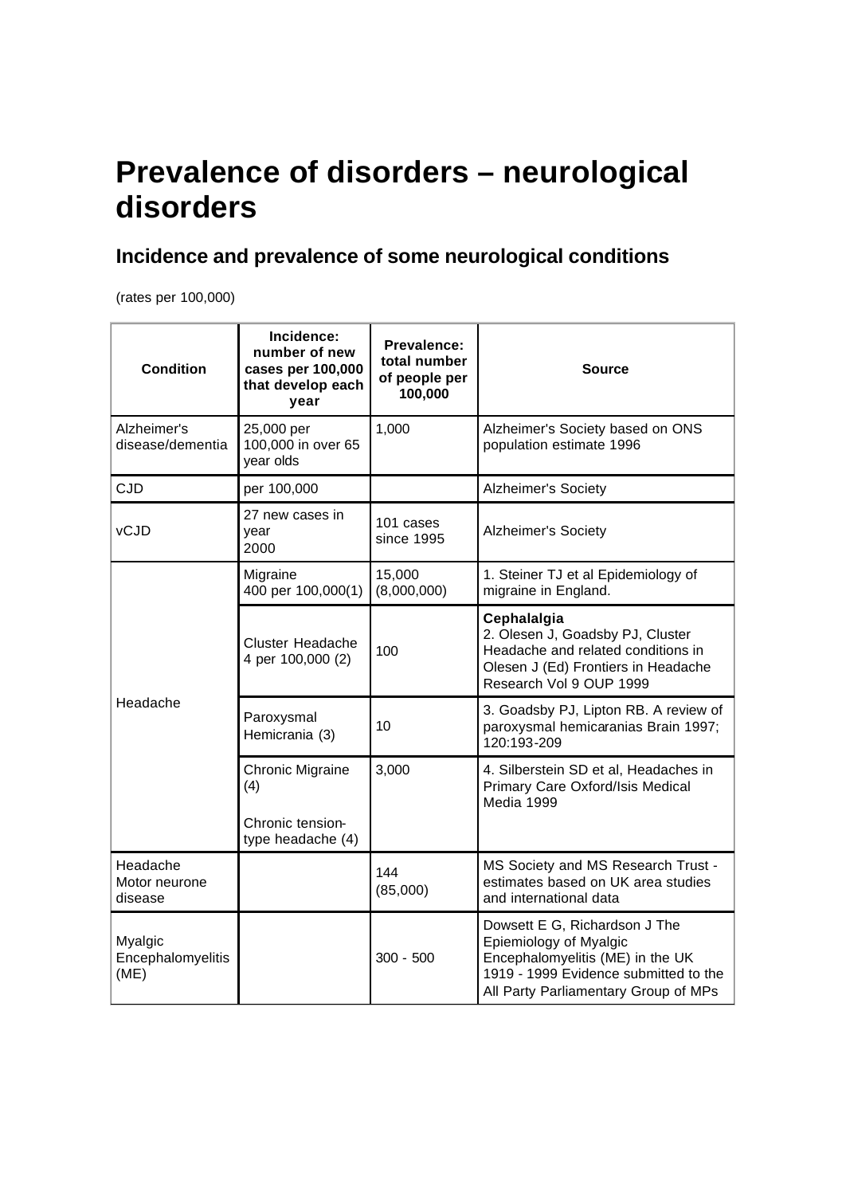# Prevalence of disorders – neurological disorders

## Incidence and prevalence of some neurological conditions

(rates per 100,000)

| Condition | Incidence: number of new cases per 100,000 that develop each year | Prevalence: total number of people per 100,000 | Source |
|---|---|---|---|
| Alzheimer's disease/dementia | 25,000 per 100,000 in over 65 year olds | 1,000 | Alzheimer's Society based on ONS population estimate 1996 |
| CJD | per 100,000 | | Alzheimer's Society |
| vCJD | 27 new cases in year 2000 | 101 cases since 1995 | Alzheimer's Society |
| Headache | Migraine 400 per 100,000(1) | 15,000 (8,000,000) | 1. Steiner TJ et al Epidemiology of migraine in England. |
| | Cluster Headache 4 per 100,000 (2) | 100 | **Cephalalgia** 2. Olesen J, Goadsby PJ, Cluster Headache and related conditions in Olesen J (Ed) Frontiers in Headache Research Vol 9 OUP 1999 |
| | Paroxysmal Hemicrania (3) | 10 | 3. Goadsby PJ, Lipton RB. A review of paroxysmal hemicaranias Brain 1997; 120:193-209 |
| | Chronic Migraine (4) Chronic tension-type headache (4) | 3,000 | 4. Silberstein SD et al, Headaches in Primary Care Oxford/Isis Medical Media 1999 |
| Headache Motor neurone disease | | 144 (85,000) | MS Society and MS Research Trust - estimates based on UK area studies and international data |
| Myalgic Encephalomyelitis (ME) | | 300 - 500 | Dowsett E G, Richardson J The Epiemiology of Myalgic Encephalomyelitis (ME) in the UK 1919 - 1999 Evidence submitted to the All Party Parliamentary Group of MPs |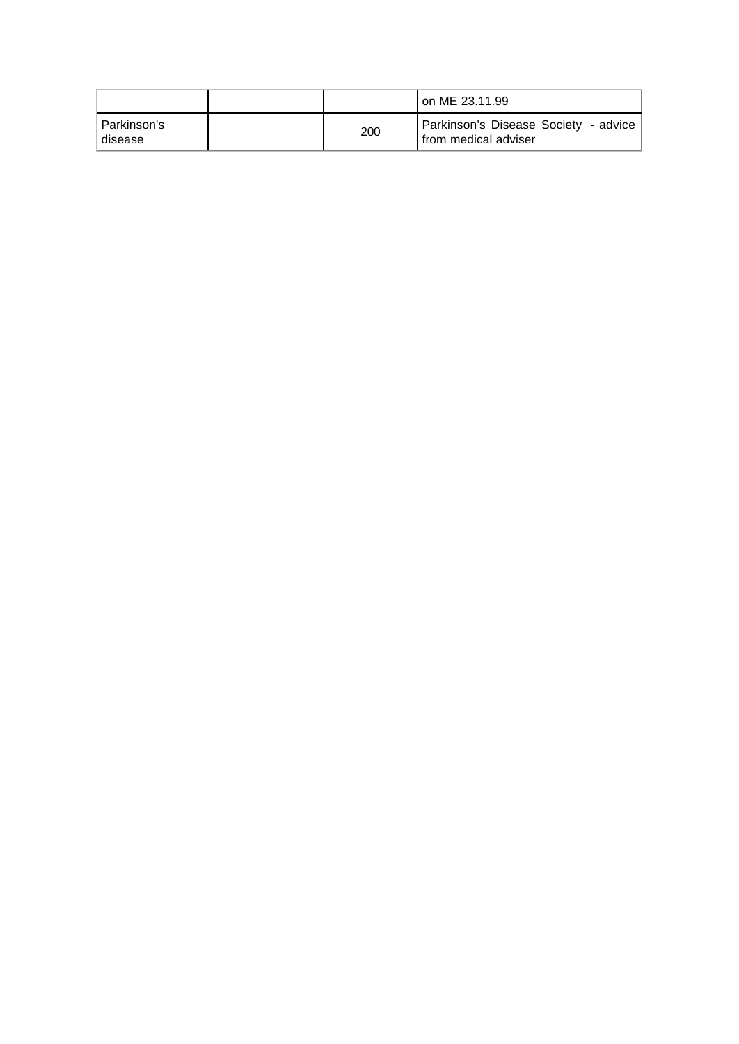| | | | |
|---|---|---|---|
| | | | on ME 23.11.99 |
| Parkinson's disease | | 200 | Parkinson's Disease Society - advice from medical adviser |